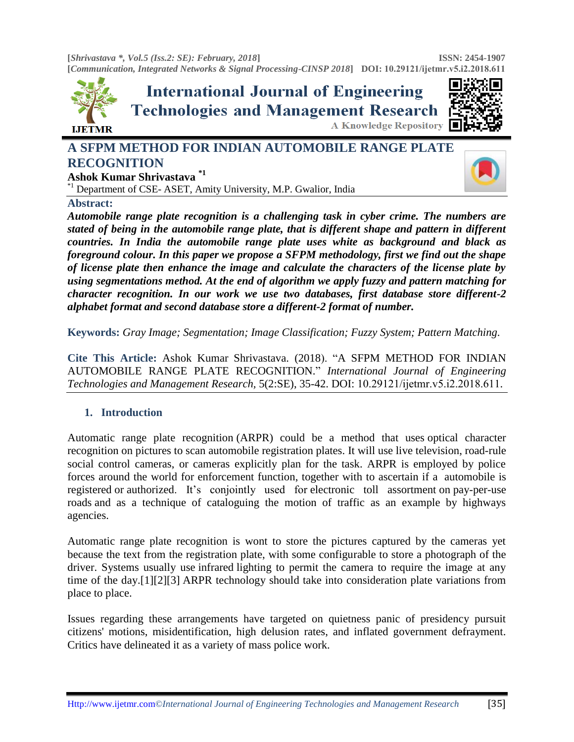# A SFPM METHOD FOR INDIAN AUTOMOBILE RANGE PLATE RECOGNITION

**Ashok Kumar Shrivastava** [*1]

[*1] Department of CSE- ASET, Amity University, M.P. Gwalior, India

**Abstract:**

***Automobile range plate recognition is a challenging task in cyber crime. The numbers are stated of being in the automobile range plate, that is different shape and pattern in different countries. In India the automobile range plate uses white as background and black as foreground colour. In this paper we propose a SFPM methodology, first we find out the shape of license plate then enhance the image and calculate the characters of the license plate by using segmentations method. At the end of algorithm we apply fuzzy and pattern matching for character recognition. In our work we use two databases, first database store different-2 alphabet format and second database store a different-2 format of number.***

**Keywords:** *Gray Image; Segmentation; Image Classification; Fuzzy System; Pattern Matching.*

**Cite This Article:** Ashok Kumar Shrivastava. (2018). "A SFPM METHOD FOR INDIAN AUTOMOBILE RANGE PLATE RECOGNITION." *International Journal of Engineering Technologies and Management Research,* 5(2:SE), 35-42. DOI: 10.29121/ijetmr.v5.i2.2018.611.

## 1. Introduction

Automatic range plate recognition (ARPR) could be a method that uses optical character recognition on pictures to scan automobile registration plates. It will use live television, road-rule social control cameras, or cameras explicitly plan for the task. ARPR is employed by police forces around the world for enforcement function, together with to ascertain if a automobile is registered or authorized. It's conjointly used for electronic toll assortment on pay-per-use roads and as a technique of cataloguing the motion of traffic as an example by highways agencies.

Automatic range plate recognition is wont to store the pictures captured by the cameras yet because the text from the registration plate, with some configurable to store a photograph of the driver. Systems usually use infrared lighting to permit the camera to require the image at any time of the day.[1][2][3] ARPR technology should take into consideration plate variations from place to place.

Issues regarding these arrangements have targeted on quietness panic of presidency pursuit citizens' motions, misidentification, high delusion rates, and inflated government defrayment. Critics have delineated it as a variety of mass police work.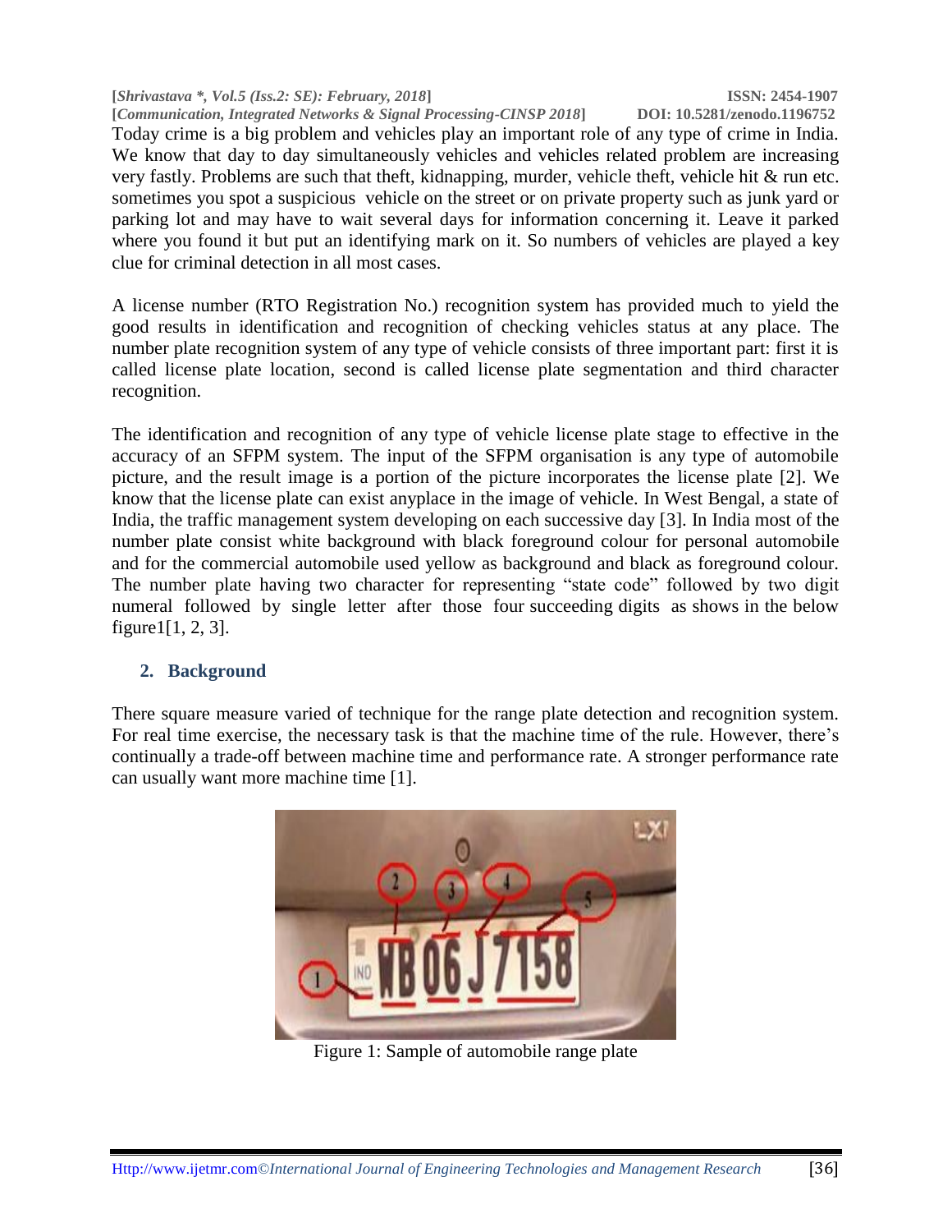Today crime is a big problem and vehicles play an important role of any type of crime in India. We know that day to day simultaneously vehicles and vehicles related problem are increasing very fastly. Problems are such that theft, kidnapping, murder, vehicle theft, vehicle hit & run etc. sometimes you spot a suspicious vehicle on the street or on private property such as junk yard or parking lot and may have to wait several days for information concerning it. Leave it parked where you found it but put an identifying mark on it. So numbers of vehicles are played a key clue for criminal detection in all most cases.

A license number (RTO Registration No.) recognition system has provided much to yield the good results in identification and recognition of checking vehicles status at any place. The number plate recognition system of any type of vehicle consists of three important part: first it is called license plate location, second is called license plate segmentation and third character recognition.

The identification and recognition of any type of vehicle license plate stage to effective in the accuracy of an SFPM system. The input of the SFPM organisation is any type of automobile picture, and the result image is a portion of the picture incorporates the license plate [2]. We know that the license plate can exist anyplace in the image of vehicle. In West Bengal, a state of India, the traffic management system developing on each successive day [3]. In India most of the number plate consist white background with black foreground colour for personal automobile and for the commercial automobile used yellow as background and black as foreground colour. The number plate having two character for representing "state code" followed by two digit numeral followed by single letter after those four succeeding digits as shows in the below figure1[1, 2, 3].

## 2. Background

There square measure varied of technique for the range plate detection and recognition system. For real time exercise, the necessary task is that the machine time of the rule. However, there's continually a trade-off between machine time and performance rate. A stronger performance rate can usually want more machine time [1].

Figure 1: Sample of automobile range plate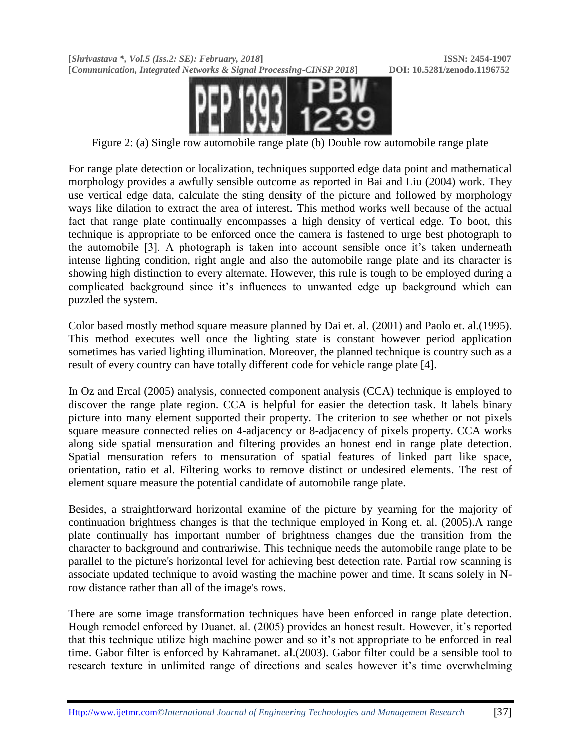Figure 2: (a) Single row automobile range plate (b) Double row automobile range plate

For range plate detection or localization, techniques supported edge data point and mathematical morphology provides a awfully sensible outcome as reported in Bai and Liu (2004) work. They use vertical edge data, calculate the sting density of the picture and followed by morphology ways like dilation to extract the area of interest. This method works well because of the actual fact that range plate continually encompasses a high density of vertical edge. To boot, this technique is appropriate to be enforced once the camera is fastened to urge best photograph to the automobile [3]. A photograph is taken into account sensible once it's taken underneath intense lighting condition, right angle and also the automobile range plate and its character is showing high distinction to every alternate. However, this rule is tough to be employed during a complicated background since it's influences to unwanted edge up background which can puzzled the system.

Color based mostly method square measure planned by Dai et. al. (2001) and Paolo et. al.(1995). This method executes well once the lighting state is constant however period application sometimes has varied lighting illumination. Moreover, the planned technique is country such as a result of every country can have totally different code for vehicle range plate [4].

In Oz and Ercal (2005) analysis, connected component analysis (CCA) technique is employed to discover the range plate region. CCA is helpful for easier the detection task. It labels binary picture into many element supported their property. The criterion to see whether or not pixels square measure connected relies on 4-adjacency or 8-adjacency of pixels property. CCA works along side spatial mensuration and filtering provides an honest end in range plate detection. Spatial mensuration refers to mensuration of spatial features of linked part like space, orientation, ratio et al. Filtering works to remove distinct or undesired elements. The rest of element square measure the potential candidate of automobile range plate.

Besides, a straightforward horizontal examine of the picture by yearning for the majority of continuation brightness changes is that the technique employed in Kong et. al. (2005).A range plate continually has important number of brightness changes due the transition from the character to background and contrariwise. This technique needs the automobile range plate to be parallel to the picture's horizontal level for achieving best detection rate. Partial row scanning is associate updated technique to avoid wasting the machine power and time. It scans solely in N-row distance rather than all of the image's rows.

There are some image transformation techniques have been enforced in range plate detection. Hough remodel enforced by Duanet. al. (2005) provides an honest result. However, it's reported that this technique utilize high machine power and so it's not appropriate to be enforced in real time. Gabor filter is enforced by Kahramanet. al.(2003). Gabor filter could be a sensible tool to research texture in unlimited range of directions and scales however it's time overwhelming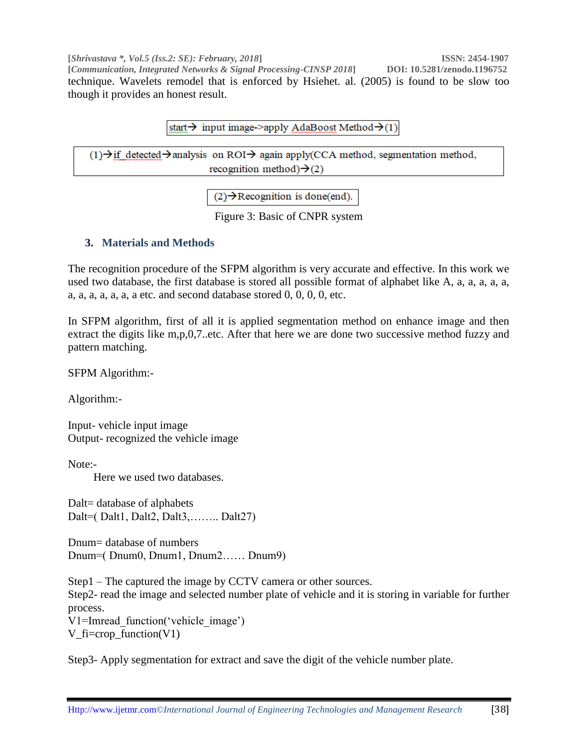technique. Wavelets remodel that is enforced by Hsiehet. al. (2005) is found to be slow too though it provides an honest result.

start→ input image->apply AdaBoost Method→(1)

(1)→if_detected→analysis on ROI→ again apply(CCA method, segmentation method, recognition method)→(2)

(2)→Recognition is done(end).

Figure 3: Basic of CNPR system

## 3. Materials and Methods

The recognition procedure of the SFPM algorithm is very accurate and effective. In this work we used two database, the first database is stored all possible format of alphabet like A, a, a, a, a, a, a, a, a, a, a, a, a etc. and second database stored 0, 0, 0, 0, etc.

In SFPM algorithm, first of all it is applied segmentation method on enhance image and then extract the digits like m,p,0,7..etc. After that here we are done two successive method fuzzy and pattern matching.

SFPM Algorithm:-

Algorithm:-

Input- vehicle input image  
Output- recognized the vehicle image

Note:-

Here we used two databases.

Dalt= database of alphabets  
Dalt=( Dalt1, Dalt2, Dalt3,…….. Dalt27)

Dnum= database of numbers  
Dnum=( Dnum0, Dnum1, Dnum2…… Dnum9)

Step1 – The captured the image by CCTV camera or other sources.  
Step2- read the image and selected number plate of vehicle and it is storing in variable for further process.  
V1=Imread_function('vehicle_image')  
V_fi=crop_function(V1)

Step3- Apply segmentation for extract and save the digit of the vehicle number plate.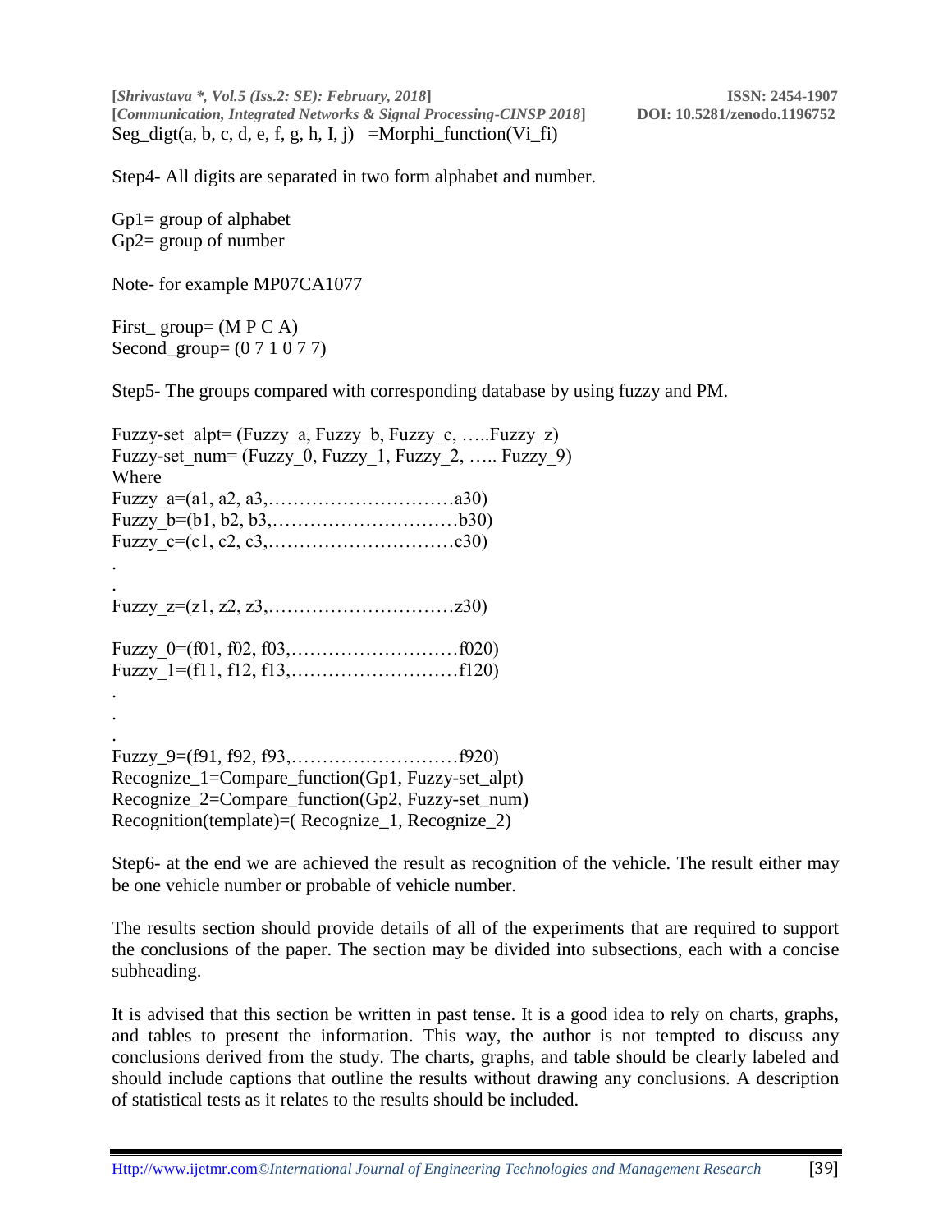Seg_digt(a, b, c, d, e, f, g, h, I, j) =Morphi_function(Vi_fi)

Step4- All digits are separated in two form alphabet and number.

Gp1= group of alphabet
Gp2= group of number

Note- for example MP07CA1077

First_ group= (M P C A)
Second_group= (0 7 1 0 7 7)

Step5- The groups compared with corresponding database by using fuzzy and PM.

Fuzzy-set_alpt= (Fuzzy_a, Fuzzy_b, Fuzzy_c, …..Fuzzy_z)
Fuzzy-set_num= (Fuzzy_0, Fuzzy_1, Fuzzy_2, ….. Fuzzy_9)
Where
Fuzzy_a=(a1, a2, a3,…………………………a30)
Fuzzy_b=(b1, b2, b3,…………………………b30)
Fuzzy_c=(c1, c2, c3,…………………………c30)
.
.
Fuzzy_z=(z1, z2, z3,…………………………z30)

Fuzzy_0=(f01, f02, f03,………………………f020)
Fuzzy_1=(f11, f12, f13,………………………f120)
.
.
.
Fuzzy_9=(f91, f92, f93,………………………f920)
Recognize_1=Compare_function(Gp1, Fuzzy-set_alpt)
Recognize_2=Compare_function(Gp2, Fuzzy-set_num)
Recognition(template)=( Recognize_1, Recognize_2)

Step6- at the end we are achieved the result as recognition of the vehicle. The result either may be one vehicle number or probable of vehicle number.

The results section should provide details of all of the experiments that are required to support the conclusions of the paper. The section may be divided into subsections, each with a concise subheading.

It is advised that this section be written in past tense. It is a good idea to rely on charts, graphs, and tables to present the information. This way, the author is not tempted to discuss any conclusions derived from the study. The charts, graphs, and table should be clearly labeled and should include captions that outline the results without drawing any conclusions. A description of statistical tests as it relates to the results should be included.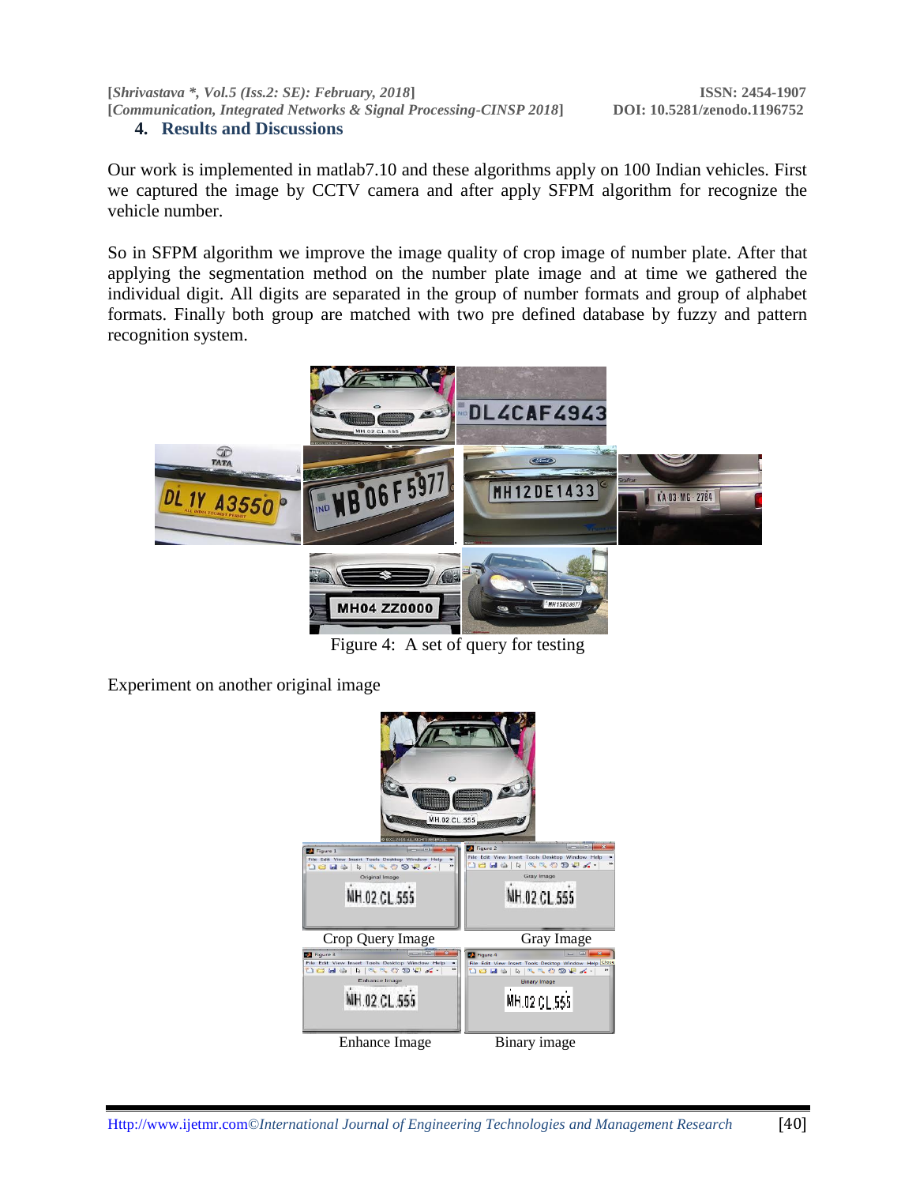## 4. Results and Discussions

Our work is implemented in matlab7.10 and these algorithms apply on 100 Indian vehicles. First we captured the image by CCTV camera and after apply SFPM algorithm for recognize the vehicle number.

So in SFPM algorithm we improve the image quality of crop image of number plate. After that applying the segmentation method on the number plate image and at time we gathered the individual digit. All digits are separated in the group of number formats and group of alphabet formats. Finally both group are matched with two pre defined database by fuzzy and pattern recognition system.

Figure 4: A set of query for testing

Experiment on another original image

Crop Query Image

Gray Image

Enhance Image

Binary image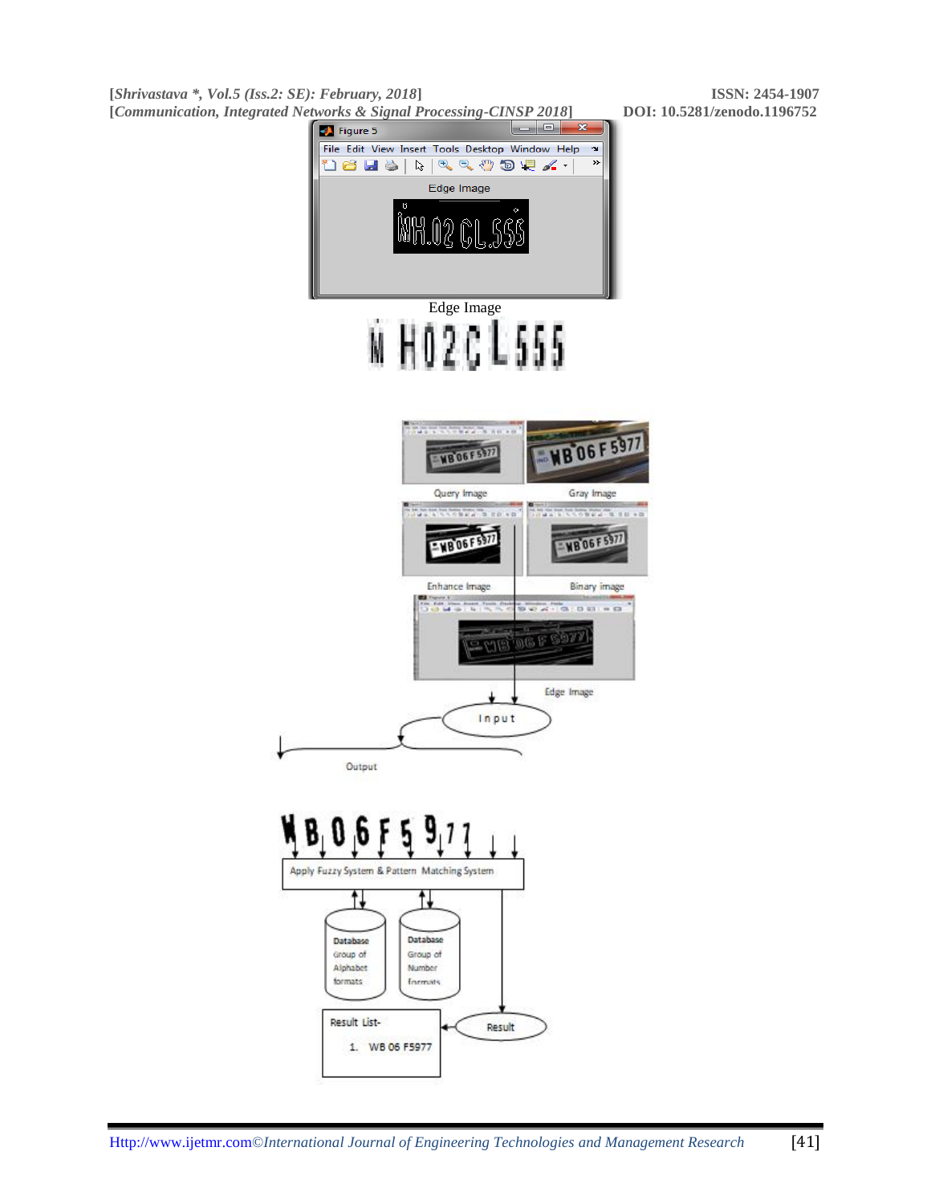Edge Image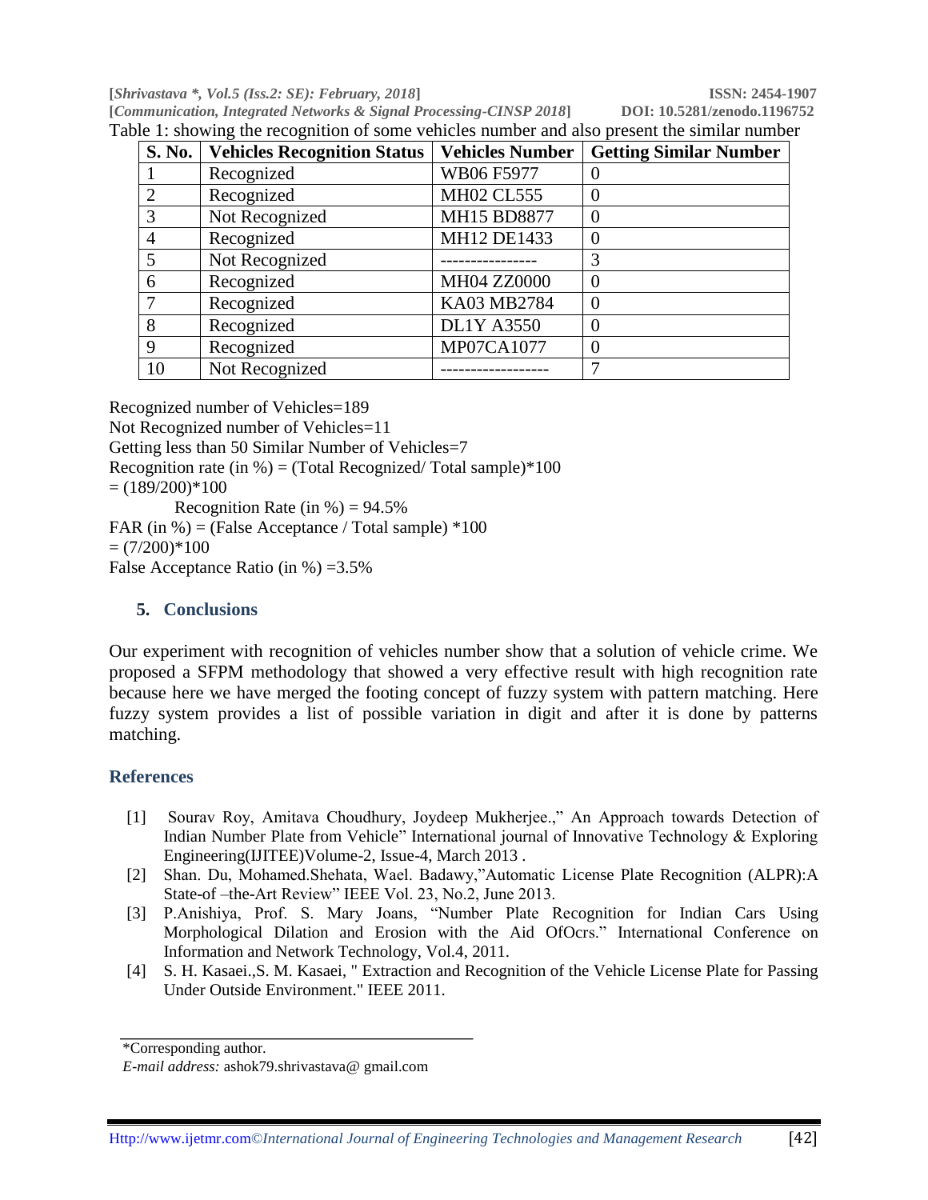Table 1: showing the recognition of some vehicles number and also present the similar number

| S. No. | Vehicles Recognition Status | Vehicles Number | Getting Similar Number |
|---|---|---|---|
| 1 | Recognized | WB06 F5977 | 0 |
| 2 | Recognized | MH02 CL555 | 0 |
| 3 | Not Recognized | MH15 BD8877 | 0 |
| 4 | Recognized | MH12 DE1433 | 0 |
| 5 | Not Recognized | ---------------- | 3 |
| 6 | Recognized | MH04 ZZ0000 | 0 |
| 7 | Recognized | KA03 MB2784 | 0 |
| 8 | Recognized | DL1Y A3550 | 0 |
| 9 | Recognized | MP07CA1077 | 0 |
| 10 | Not Recognized | ------------------ | 7 |

Recognized number of Vehicles=189

Not Recognized number of Vehicles=11

Getting less than 50 Similar Number of Vehicles=7

Recognition rate (in %) = (Total Recognized/ Total sample)*100

= (189/200)*100

Recognition Rate (in %) = 94.5%

FAR (in %) = (False Acceptance / Total sample) *100

= (7/200)*100

False Acceptance Ratio (in %) =3.5%

## 5. Conclusions

Our experiment with recognition of vehicles number show that a solution of vehicle crime. We proposed a SFPM methodology that showed a very effective result with high recognition rate because here we have merged the footing concept of fuzzy system with pattern matching. Here fuzzy system provides a list of possible variation in digit and after it is done by patterns matching.

## References

[1] Sourav Roy, Amitava Choudhury, Joydeep Mukherjee.," An Approach towards Detection of Indian Number Plate from Vehicle" International journal of Innovative Technology & Exploring Engineering(IJITEE)Volume-2, Issue-4, March 2013 .

[2] Shan. Du, Mohamed.Shehata, Wael. Badawy,"Automatic License Plate Recognition (ALPR):A State-of –the-Art Review" IEEE Vol. 23, No.2, June 2013.

[3] P.Anishiya, Prof. S. Mary Joans, "Number Plate Recognition for Indian Cars Using Morphological Dilation and Erosion with the Aid OfOcrs." International Conference on Information and Network Technology, Vol.4, 2011.

[4] S. H. Kasaei.,S. M. Kasaei, " Extraction and Recognition of the Vehicle License Plate for Passing Under Outside Environment." IEEE 2011.

*Corresponding author.

*E-mail address:* ashok79.shrivastava@ gmail.com